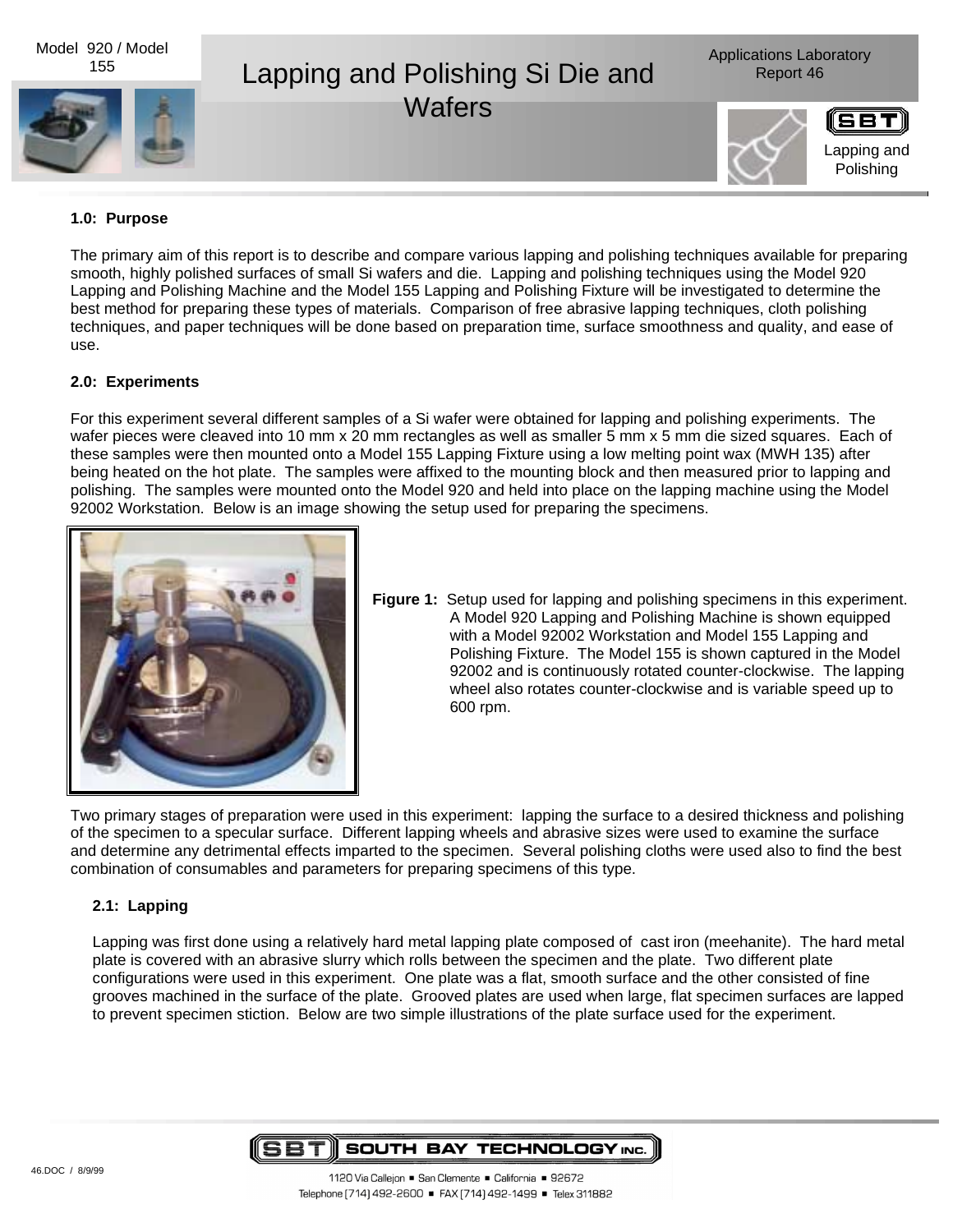Model 920 / Model 155

# Lapping and Polishing Si Die and Wafers

Applications Laboratory Report 46

Lapping and Polishing

## 1.0: Purpose

The primary aim of this report is to describe and compare various lapping and polishing techniques available for preparing smooth, highly polished surfaces of small Si wafers and die. Lapping and polishing techniques using the Model 920 Lapping and Polishing Machine and the Model 155 Lapping and Polishing Fixture will be investigated to determine the best method for preparing these types of materials. Comparison of free abrasive lapping techniques, cloth polishing techniques, and paper techniques will be done based on preparation time, surface smoothness and quality, and ease of use.

## 2.0: Experiments

For this experiment several different samples of a Si wafer were obtained for lapping and polishing experiments. The wafer pieces were cleaved into 10 mm x 20 mm rectangles as well as smaller 5 mm x 5 mm die sized squares. Each of these samples were then mounted onto a Model 155 Lapping Fixture using a low melting point wax (MWH 135) after being heated on the hot plate. The samples were affixed to the mounting block and then measured prior to lapping and polishing. The samples were mounted onto the Model 920 and held into place on the lapping machine using the Model 92002 Workstation. Below is an image showing the setup used for preparing the specimens.

**Figure 1:** Setup used for lapping and polishing specimens in this experiment. A Model 920 Lapping and Polishing Machine is shown equipped with a Model 92002 Workstation and Model 155 Lapping and Polishing Fixture. The Model 155 is shown captured in the Model 92002 and is continuously rotated counter-clockwise. The lapping wheel also rotates counter-clockwise and is variable speed up to 600 rpm.

Two primary stages of preparation were used in this experiment: lapping the surface to a desired thickness and polishing of the specimen to a specular surface. Different lapping wheels and abrasive sizes were used to examine the surface and determine any detrimental effects imparted to the specimen. Several polishing cloths were used also to find the best combination of consumables and parameters for preparing specimens of this type.

### 2.1: Lapping

Lapping was first done using a relatively hard metal lapping plate composed of cast iron (meehanite). The hard metal plate is covered with an abrasive slurry which rolls between the specimen and the plate. Two different plate configurations were used in this experiment. One plate was a flat, smooth surface and the other consisted of fine grooves machined in the surface of the plate. Grooved plates are used when large, flat specimen surfaces are lapped to prevent specimen stiction. Below are two simple illustrations of the plate surface used for the experiment.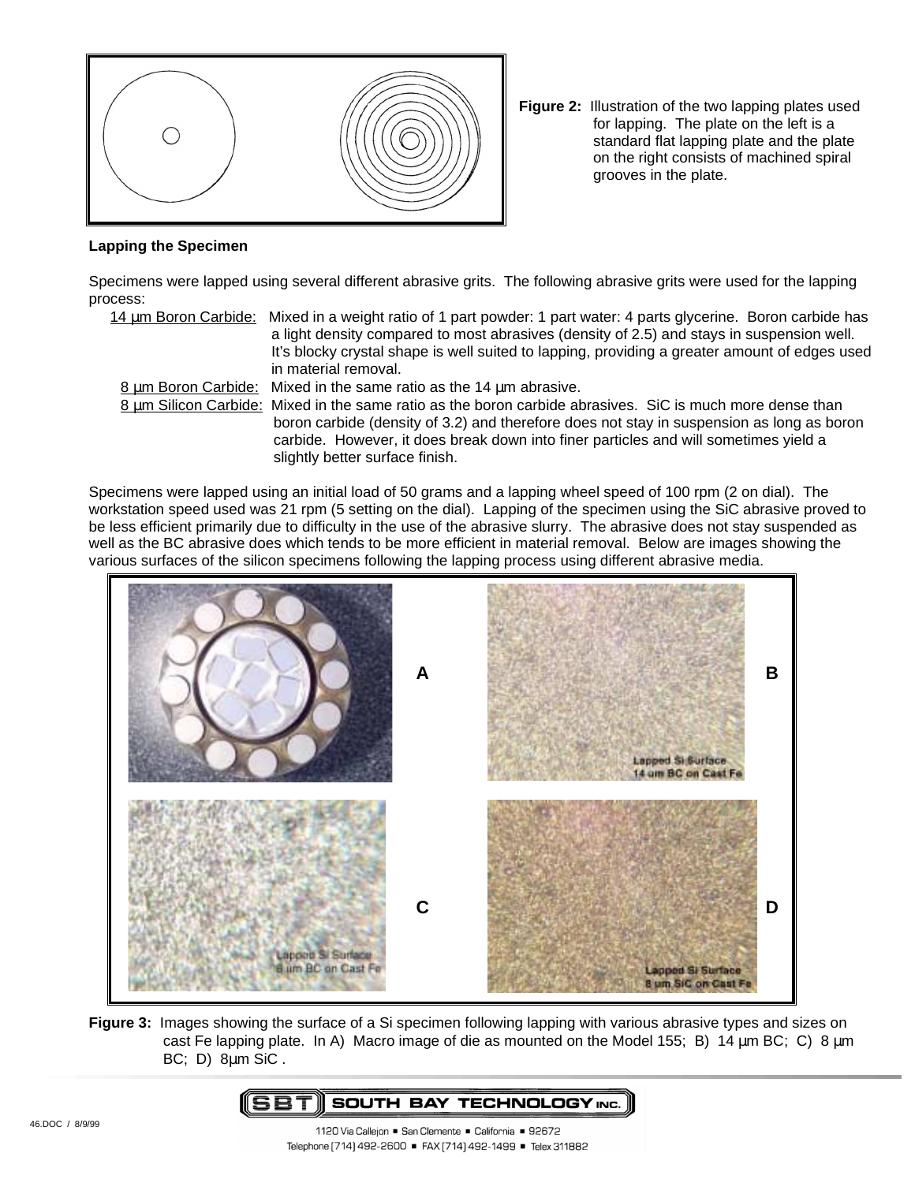**Figure 2:** Illustration of the two lapping plates used for lapping. The plate on the left is a standard flat lapping plate and the plate on the right consists of machined spiral grooves in the plate.

**Lapping the Specimen**

Specimens were lapped using several different abrasive grits. The following abrasive grits were used for the lapping process:

- 14 µm Boron Carbide: Mixed in a weight ratio of 1 part powder: 1 part water: 4 parts glycerine. Boron carbide has a light density compared to most abrasives (density of 2.5) and stays in suspension well. It's blocky crystal shape is well suited to lapping, providing a greater amount of edges used in material removal.
- 8 µm Boron Carbide: Mixed in the same ratio as the 14 µm abrasive.
- 8 µm Silicon Carbide: Mixed in the same ratio as the boron carbide abrasives. SiC is much more dense than boron carbide (density of 3.2) and therefore does not stay in suspension as long as boron carbide. However, it does break down into finer particles and will sometimes yield a slightly better surface finish.

Specimens were lapped using an initial load of 50 grams and a lapping wheel speed of 100 rpm (2 on dial). The workstation speed used was 21 rpm (5 setting on the dial). Lapping of the specimen using the SiC abrasive proved to be less efficient primarily due to difficulty in the use of the abrasive slurry. The abrasive does not stay suspended as well as the BC abrasive does which tends to be more efficient in material removal. Below are images showing the various surfaces of the silicon specimens following the lapping process using different abrasive media.

**Figure 3:** Images showing the surface of a Si specimen following lapping with various abrasive types and sizes on cast Fe lapping plate. In A) Macro image of die as mounted on the Model 155; B) 14 µm BC; C) 8 µm BC; D) 8µm SiC .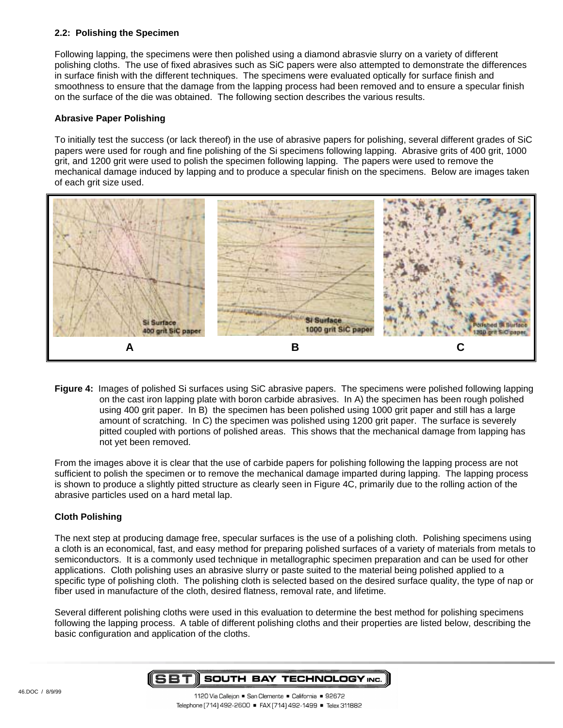**2.2: Polishing the Specimen**

Following lapping, the specimens were then polished using a diamond abrasvie slurry on a variety of different polishing cloths. The use of fixed abrasives such as SiC papers were also attempted to demonstrate the differences in surface finish with the different techniques. The specimens were evaluated optically for surface finish and smoothness to ensure that the damage from the lapping process had been removed and to ensure a specular finish on the surface of the die was obtained. The following section describes the various results.

**Abrasive Paper Polishing**

To initially test the success (or lack thereof) in the use of abrasive papers for polishing, several different grades of SiC papers were used for rough and fine polishing of the Si specimens following lapping. Abrasive grits of 400 grit, 1000 grit, and 1200 grit were used to polish the specimen following lapping. The papers were used to remove the mechanical damage induced by lapping and to produce a specular finish on the specimens. Below are images taken of each grit size used.

**Figure 4:** Images of polished Si surfaces using SiC abrasive papers. The specimens were polished following lapping on the cast iron lapping plate with boron carbide abrasives. In A) the specimen has been rough polished using 400 grit paper. In B) the specimen has been polished using 1000 grit paper and still has a large amount of scratching. In C) the specimen was polished using 1200 grit paper. The surface is severely pitted coupled with portions of polished areas. This shows that the mechanical damage from lapping has not yet been removed.

From the images above it is clear that the use of carbide papers for polishing following the lapping process are not sufficient to polish the specimen or to remove the mechanical damage imparted during lapping. The lapping process is shown to produce a slightly pitted structure as clearly seen in Figure 4C, primarily due to the rolling action of the abrasive particles used on a hard metal lap.

**Cloth Polishing**

The next step at producing damage free, specular surfaces is the use of a polishing cloth. Polishing specimens using a cloth is an economical, fast, and easy method for preparing polished surfaces of a variety of materials from metals to semiconductors. It is a commonly used technique in metallographic specimen preparation and can be used for other applications. Cloth polishing uses an abrasive slurry or paste suited to the material being polished applied to a specific type of polishing cloth. The polishing cloth is selected based on the desired surface quality, the type of nap or fiber used in manufacture of the cloth, desired flatness, removal rate, and lifetime.

Several different polishing cloths were used in this evaluation to determine the best method for polishing specimens following the lapping process. A table of different polishing cloths and their properties are listed below, describing the basic configuration and application of the cloths.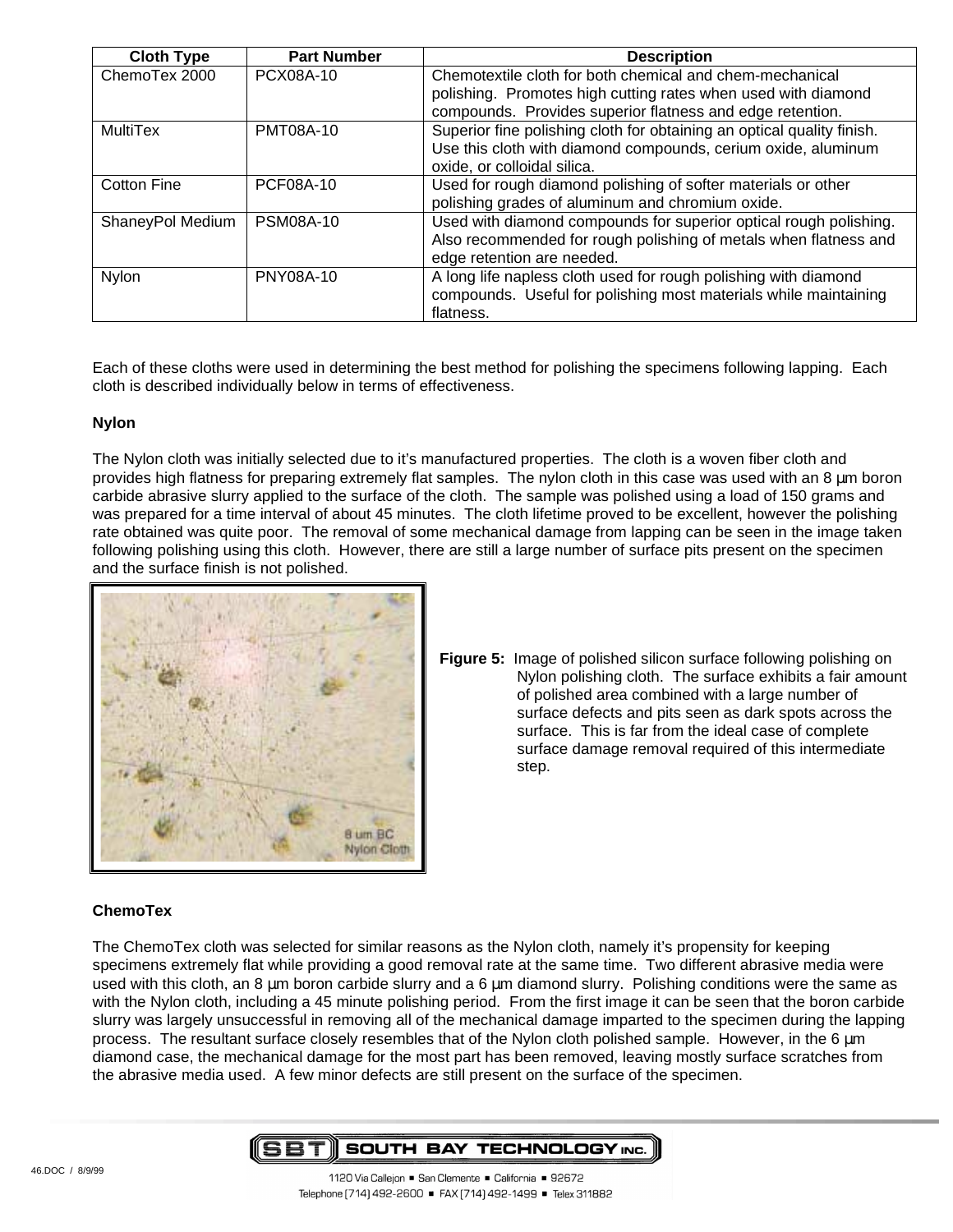| Cloth Type | Part Number | Description |
| --- | --- | --- |
| ChemoTex 2000 | PCX08A-10 | Chemotextile cloth for both chemical and chem-mechanical polishing. Promotes high cutting rates when used with diamond compounds. Provides superior flatness and edge retention. |
| MultiTex | PMT08A-10 | Superior fine polishing cloth for obtaining an optical quality finish. Use this cloth with diamond compounds, cerium oxide, aluminum oxide, or colloidal silica. |
| Cotton Fine | PCF08A-10 | Used for rough diamond polishing of softer materials or other polishing grades of aluminum and chromium oxide. |
| ShaneyPol Medium | PSM08A-10 | Used with diamond compounds for superior optical rough polishing. Also recommended for rough polishing of metals when flatness and edge retention are needed. |
| Nylon | PNY08A-10 | A long life napless cloth used for rough polishing with diamond compounds. Useful for polishing most materials while maintaining flatness. |

Each of these cloths were used in determining the best method for polishing the specimens following lapping. Each cloth is described individually below in terms of effectiveness.

**Nylon**

The Nylon cloth was initially selected due to it's manufactured properties. The cloth is a woven fiber cloth and provides high flatness for preparing extremely flat samples. The nylon cloth in this case was used with an 8 μm boron carbide abrasive slurry applied to the surface of the cloth. The sample was polished using a load of 150 grams and was prepared for a time interval of about 45 minutes. The cloth lifetime proved to be excellent, however the polishing rate obtained was quite poor. The removal of some mechanical damage from lapping can be seen in the image taken following polishing using this cloth. However, there are still a large number of surface pits present on the specimen and the surface finish is not polished.

**Figure 5:** Image of polished silicon surface following polishing on Nylon polishing cloth. The surface exhibits a fair amount of polished area combined with a large number of surface defects and pits seen as dark spots across the surface. This is far from the ideal case of complete surface damage removal required of this intermediate step.

**ChemoTex**

The ChemoTex cloth was selected for similar reasons as the Nylon cloth, namely it's propensity for keeping specimens extremely flat while providing a good removal rate at the same time. Two different abrasive media were used with this cloth, an 8 μm boron carbide slurry and a 6 μm diamond slurry. Polishing conditions were the same as with the Nylon cloth, including a 45 minute polishing period. From the first image it can be seen that the boron carbide slurry was largely unsuccessful in removing all of the mechanical damage imparted to the specimen during the lapping process. The resultant surface closely resembles that of the Nylon cloth polished sample. However, in the 6 μm diamond case, the mechanical damage for the most part has been removed, leaving mostly surface scratches from the abrasive media used. A few minor defects are still present on the surface of the specimen.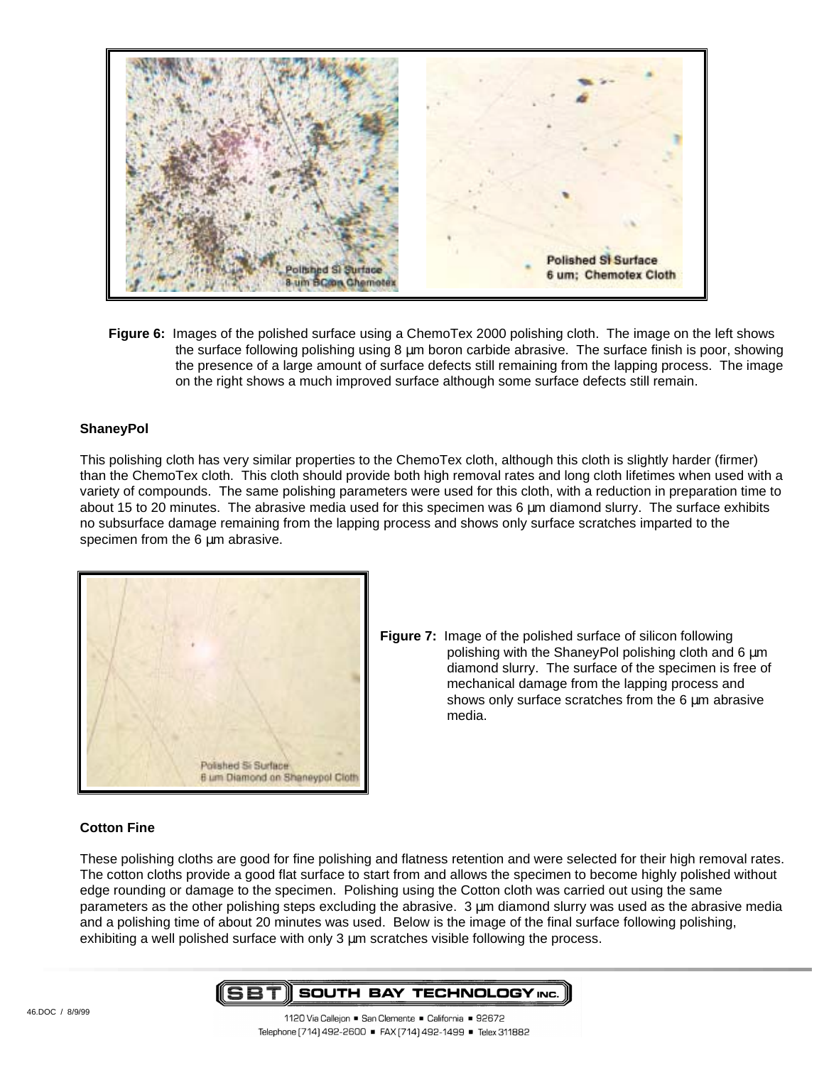**Figure 6:** Images of the polished surface using a ChemoTex 2000 polishing cloth. The image on the left shows the surface following polishing using 8 µm boron carbide abrasive. The surface finish is poor, showing the presence of a large amount of surface defects still remaining from the lapping process. The image on the right shows a much improved surface although some surface defects still remain.

**ShaneyPol**

This polishing cloth has very similar properties to the ChemoTex cloth, although this cloth is slightly harder (firmer) than the ChemoTex cloth. This cloth should provide both high removal rates and long cloth lifetimes when used with a variety of compounds. The same polishing parameters were used for this cloth, with a reduction in preparation time to about 15 to 20 minutes. The abrasive media used for this specimen was 6 µm diamond slurry. The surface exhibits no subsurface damage remaining from the lapping process and shows only surface scratches imparted to the specimen from the 6 µm abrasive.

**Figure 7:** Image of the polished surface of silicon following polishing with the ShaneyPol polishing cloth and 6 µm diamond slurry. The surface of the specimen is free of mechanical damage from the lapping process and shows only surface scratches from the 6 µm abrasive media.

**Cotton Fine**

These polishing cloths are good for fine polishing and flatness retention and were selected for their high removal rates. The cotton cloths provide a good flat surface to start from and allows the specimen to become highly polished without edge rounding or damage to the specimen. Polishing using the Cotton cloth was carried out using the same parameters as the other polishing steps excluding the abrasive. 3 µm diamond slurry was used as the abrasive media and a polishing time of about 20 minutes was used. Below is the image of the final surface following polishing, exhibiting a well polished surface with only 3 µm scratches visible following the process.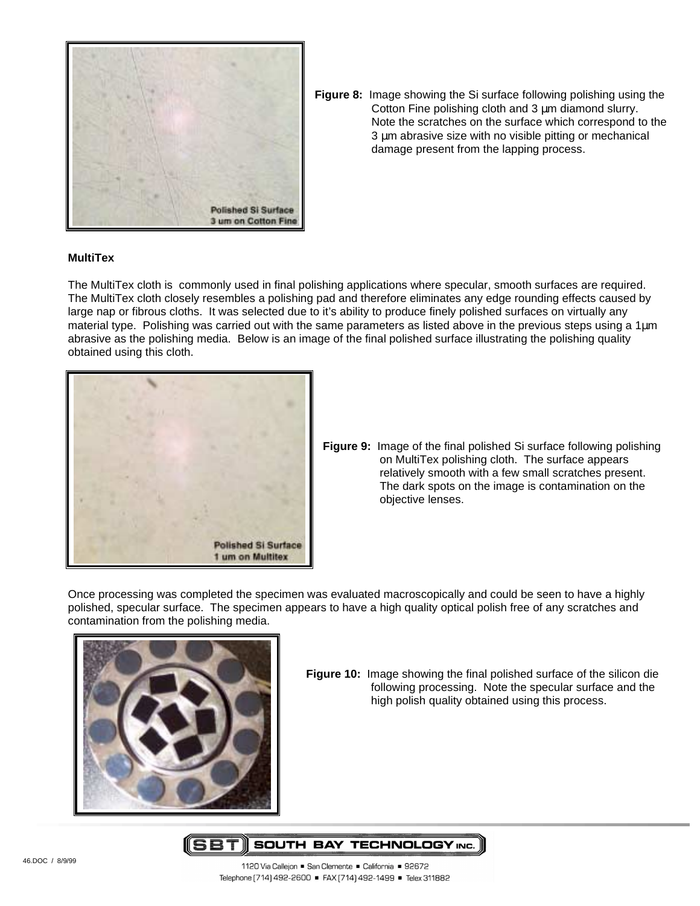**Figure 8:** Image showing the Si surface following polishing using the Cotton Fine polishing cloth and 3 µm diamond slurry. Note the scratches on the surface which correspond to the 3 µm abrasive size with no visible pitting or mechanical damage present from the lapping process.

**MultiTex**

The MultiTex cloth is commonly used in final polishing applications where specular, smooth surfaces are required. The MultiTex cloth closely resembles a polishing pad and therefore eliminates any edge rounding effects caused by large nap or fibrous cloths. It was selected due to it's ability to produce finely polished surfaces on virtually any material type. Polishing was carried out with the same parameters as listed above in the previous steps using a 1µm abrasive as the polishing media. Below is an image of the final polished surface illustrating the polishing quality obtained using this cloth.

**Figure 9:** Image of the final polished Si surface following polishing on MultiTex polishing cloth. The surface appears relatively smooth with a few small scratches present. The dark spots on the image is contamination on the objective lenses.

Once processing was completed the specimen was evaluated macroscopically and could be seen to have a highly polished, specular surface. The specimen appears to have a high quality optical polish free of any scratches and contamination from the polishing media.

**Figure 10:** Image showing the final polished surface of the silicon die following processing. Note the specular surface and the high polish quality obtained using this process.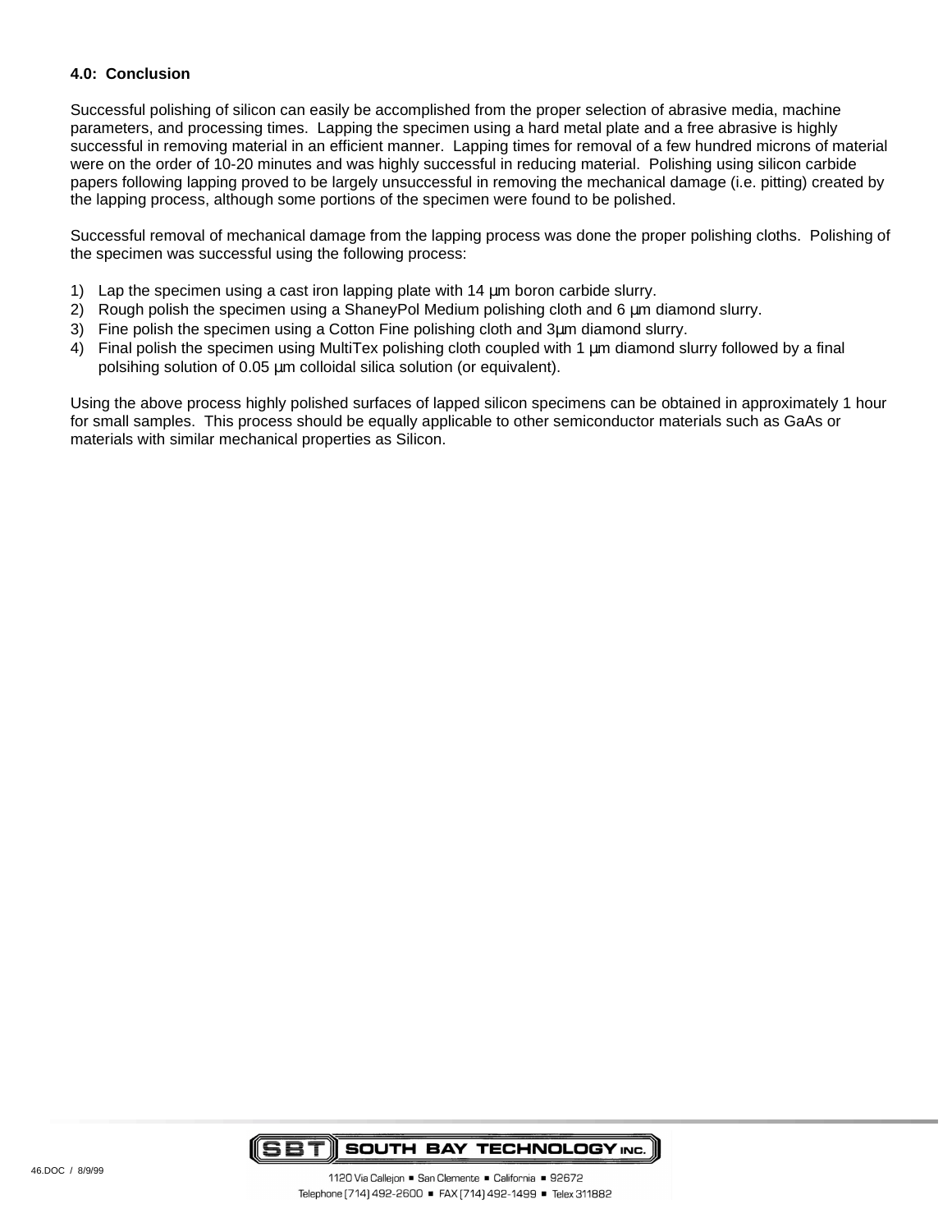## 4.0: Conclusion

Successful polishing of silicon can easily be accomplished from the proper selection of abrasive media, machine parameters, and processing times. Lapping the specimen using a hard metal plate and a free abrasive is highly successful in removing material in an efficient manner. Lapping times for removal of a few hundred microns of material were on the order of 10-20 minutes and was highly successful in reducing material. Polishing using silicon carbide papers following lapping proved to be largely unsuccessful in removing the mechanical damage (i.e. pitting) created by the lapping process, although some portions of the specimen were found to be polished.

Successful removal of mechanical damage from the lapping process was done the proper polishing cloths. Polishing of the specimen was successful using the following process:

1) Lap the specimen using a cast iron lapping plate with 14 µm boron carbide slurry.
2) Rough polish the specimen using a ShaneyPol Medium polishing cloth and 6 µm diamond slurry.
3) Fine polish the specimen using a Cotton Fine polishing cloth and 3µm diamond slurry.
4) Final polish the specimen using MultiTex polishing cloth coupled with 1 µm diamond slurry followed by a final polsihing solution of 0.05 µm colloidal silica solution (or equivalent).

Using the above process highly polished surfaces of lapped silicon specimens can be obtained in approximately 1 hour for small samples. This process should be equally applicable to other semiconductor materials such as GaAs or materials with similar mechanical properties as Silicon.